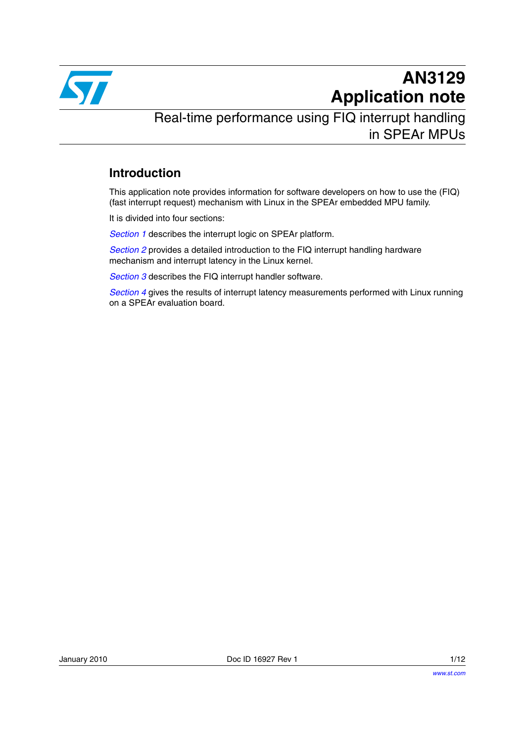# AN3129 Application note

## Real-time performance using FIQ interrupt handling in SPEAr MPUs

### Introduction

This application note provides information for software developers on how to use the (FIQ) (fast interrupt request) mechanism with Linux in the SPEAr embedded MPU family.

It is divided into four sections:

*Section 1* describes the interrupt logic on SPEAr platform.

*Section 2* provides a detailed introduction to the FIQ interrupt handling hardware mechanism and interrupt latency in the Linux kernel.

*Section 3* describes the FIQ interrupt handler software.

*Section 4* gives the results of interrupt latency measurements performed with Linux running on a SPEAr evaluation board.

January 2010 Doc ID 16927 Rev 1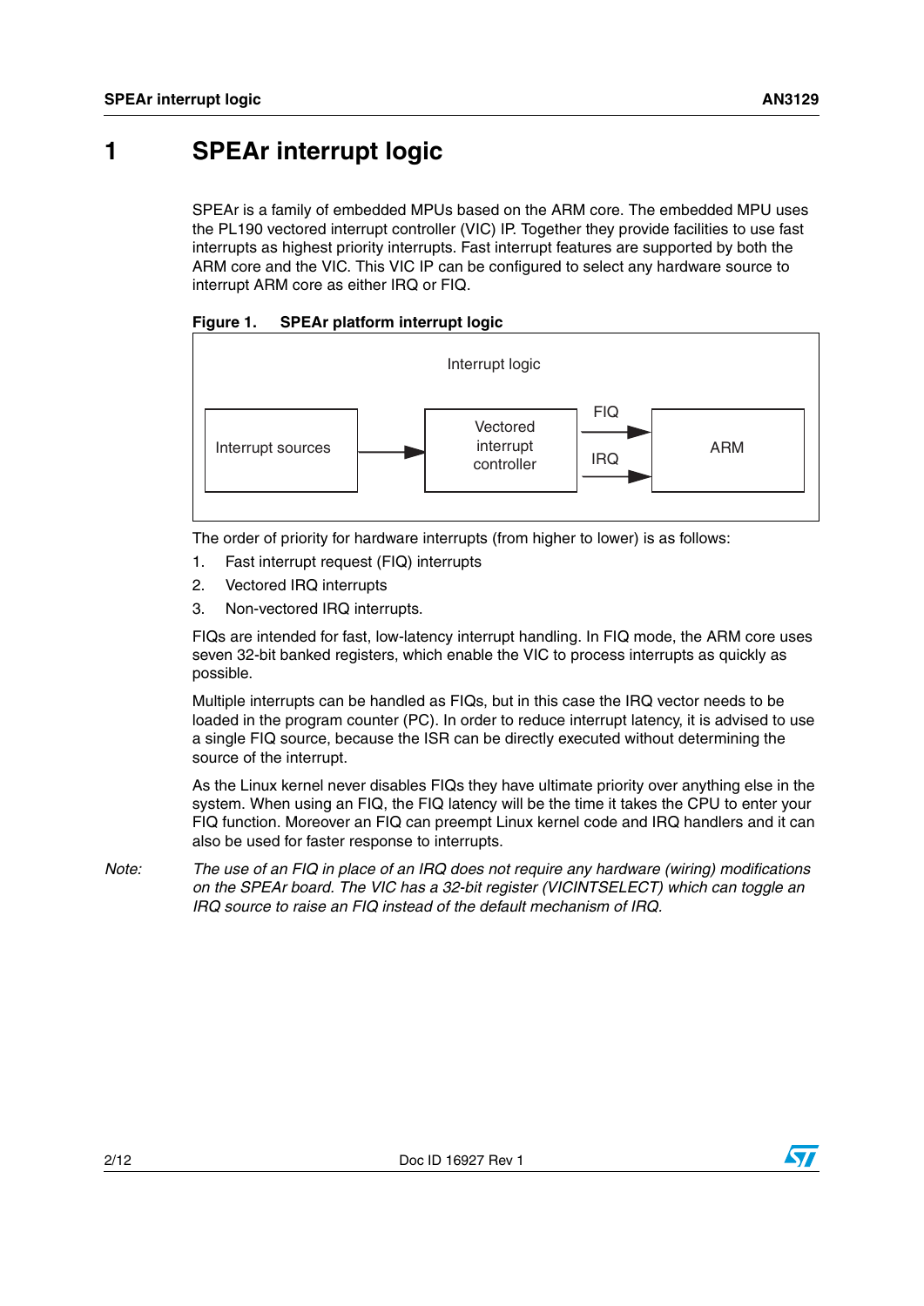# 1 SPEAr interrupt logic

SPEAr is a family of embedded MPUs based on the ARM core. The embedded MPU uses the PL190 vectored interrupt controller (VIC) IP. Together they provide facilities to use fast interrupts as highest priority interrupts. Fast interrupt features are supported by both the ARM core and the VIC. This VIC IP can be configured to select any hardware source to interrupt ARM core as either IRQ or FIQ.

**Figure 1. SPEAr platform interrupt logic**

Interrupt logic

Interrupt sources → Vectored interrupt controller → (FIQ, IRQ) → ARM

The order of priority for hardware interrupts (from higher to lower) is as follows:

1. Fast interrupt request (FIQ) interrupts
2. Vectored IRQ interrupts
3. Non-vectored IRQ interrupts.

FIQs are intended for fast, low-latency interrupt handling. In FIQ mode, the ARM core uses seven 32-bit banked registers, which enable the VIC to process interrupts as quickly as possible.

Multiple interrupts can be handled as FIQs, but in this case the IRQ vector needs to be loaded in the program counter (PC). In order to reduce interrupt latency, it is advised to use a single FIQ source, because the ISR can be directly executed without determining the source of the interrupt.

As the Linux kernel never disables FIQs they have ultimate priority over anything else in the system. When using an FIQ, the FIQ latency will be the time it takes the CPU to enter your FIQ function. Moreover an FIQ can preempt Linux kernel code and IRQ handlers and it can also be used for faster response to interrupts.

*Note: The use of an FIQ in place of an IRQ does not require any hardware (wiring) modifications on the SPEAr board. The VIC has a 32-bit register (VICINTSELECT) which can toggle an IRQ source to raise an FIQ instead of the default mechanism of IRQ.*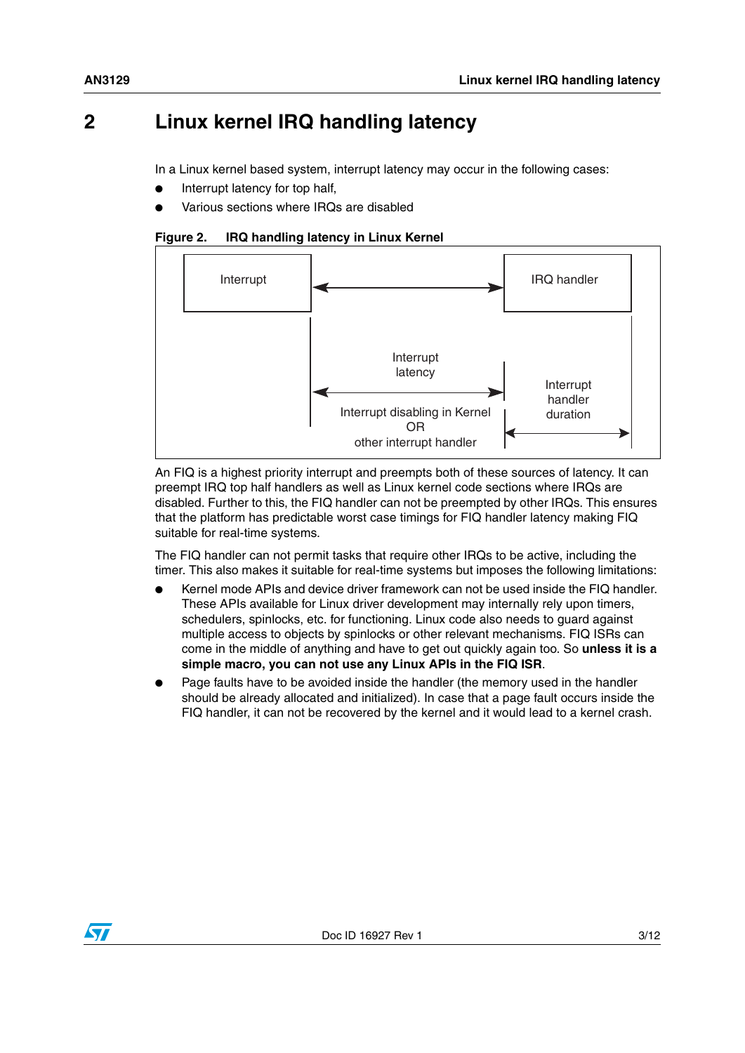## 2 Linux kernel IRQ handling latency

In a Linux kernel based system, interrupt latency may occur in the following cases:

- Interrupt latency for top half,
- Various sections where IRQs are disabled

**Figure 2. IRQ handling latency in Linux Kernel**

Interrupt

IRQ handler

Interrupt latency

Interrupt disabling in Kernel OR other interrupt handler

Interrupt handler duration

An FIQ is a highest priority interrupt and preempts both of these sources of latency. It can preempt IRQ top half handlers as well as Linux kernel code sections where IRQs are disabled. Further to this, the FIQ handler can not be preempted by other IRQs. This ensures that the platform has predictable worst case timings for FIQ handler latency making FIQ suitable for real-time systems.

The FIQ handler can not permit tasks that require other IRQs to be active, including the timer. This also makes it suitable for real-time systems but imposes the following limitations:

- Kernel mode APIs and device driver framework can not be used inside the FIQ handler. These APIs available for Linux driver development may internally rely upon timers, schedulers, spinlocks, etc. for functioning. Linux code also needs to guard against multiple access to objects by spinlocks or other relevant mechanisms. FIQ ISRs can come in the middle of anything and have to get out quickly again too. So **unless it is a simple macro, you can not use any Linux APIs in the FIQ ISR**.
- Page faults have to be avoided inside the handler (the memory used in the handler should be already allocated and initialized). In case that a page fault occurs inside the FIQ handler, it can not be recovered by the kernel and it would lead to a kernel crash.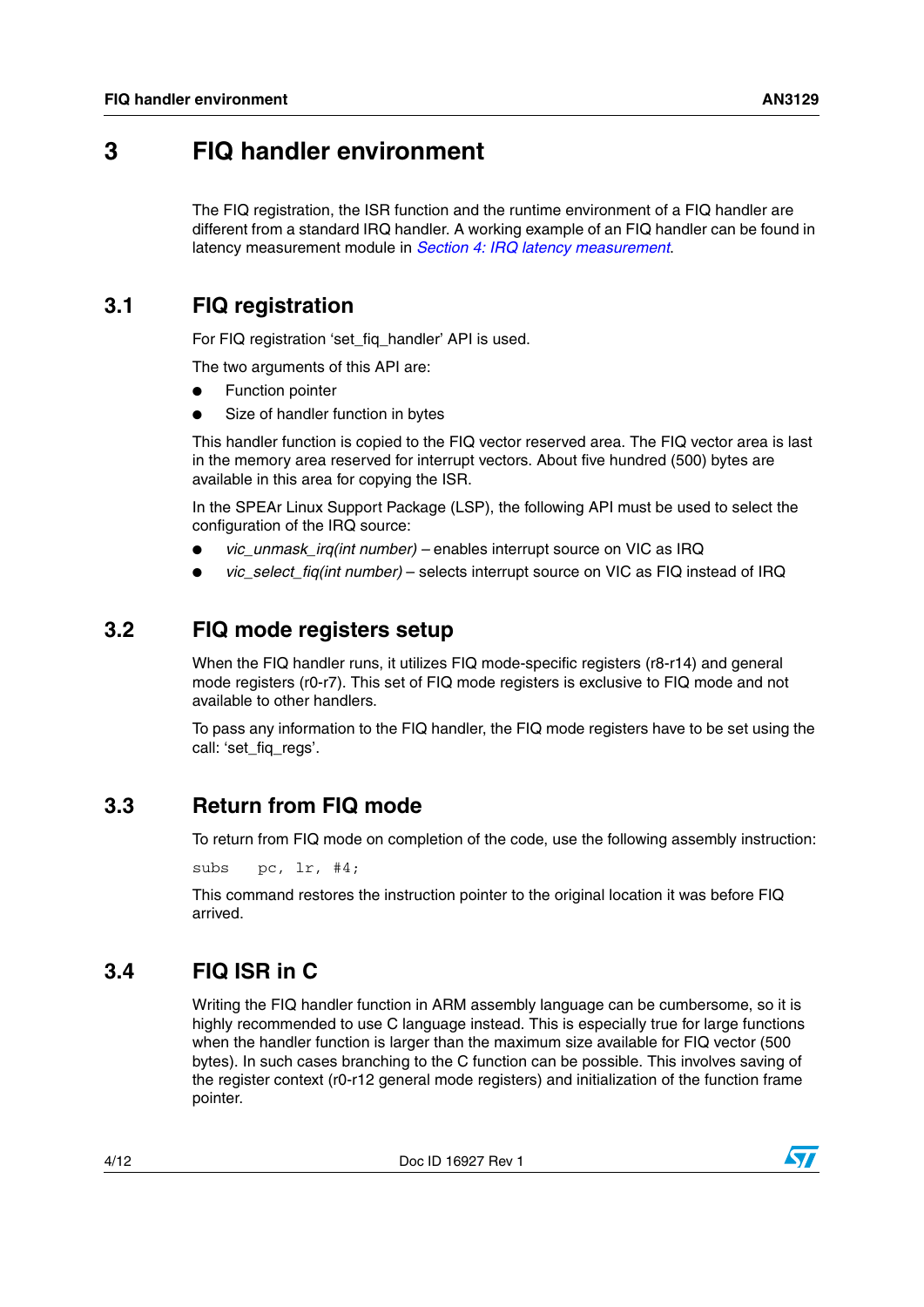# 3 FIQ handler environment

The FIQ registration, the ISR function and the runtime environment of a FIQ handler are different from a standard IRQ handler. A working example of an FIQ handler can be found in latency measurement module in *Section 4: IRQ latency measurement*.

## 3.1 FIQ registration

For FIQ registration 'set_fiq_handler' API is used.

The two arguments of this API are:

- Function pointer
- Size of handler function in bytes

This handler function is copied to the FIQ vector reserved area. The FIQ vector area is last in the memory area reserved for interrupt vectors. About five hundred (500) bytes are available in this area for copying the ISR.

In the SPEAr Linux Support Package (LSP), the following API must be used to select the configuration of the IRQ source:

- *vic_unmask_irq(int number)* – enables interrupt source on VIC as IRQ
- *vic_select_fiq(int number)* – selects interrupt source on VIC as FIQ instead of IRQ

## 3.2 FIQ mode registers setup

When the FIQ handler runs, it utilizes FIQ mode-specific registers (r8-r14) and general mode registers (r0-r7). This set of FIQ mode registers is exclusive to FIQ mode and not available to other handlers.

To pass any information to the FIQ handler, the FIQ mode registers have to be set using the call: 'set_fiq_regs'.

## 3.3 Return from FIQ mode

To return from FIQ mode on completion of the code, use the following assembly instruction:

```
subs   pc, lr, #4;
```

This command restores the instruction pointer to the original location it was before FIQ arrived.

## 3.4 FIQ ISR in C

Writing the FIQ handler function in ARM assembly language can be cumbersome, so it is highly recommended to use C language instead. This is especially true for large functions when the handler function is larger than the maximum size available for FIQ vector (500 bytes). In such cases branching to the C function can be possible. This involves saving of the register context (r0-r12 general mode registers) and initialization of the function frame pointer.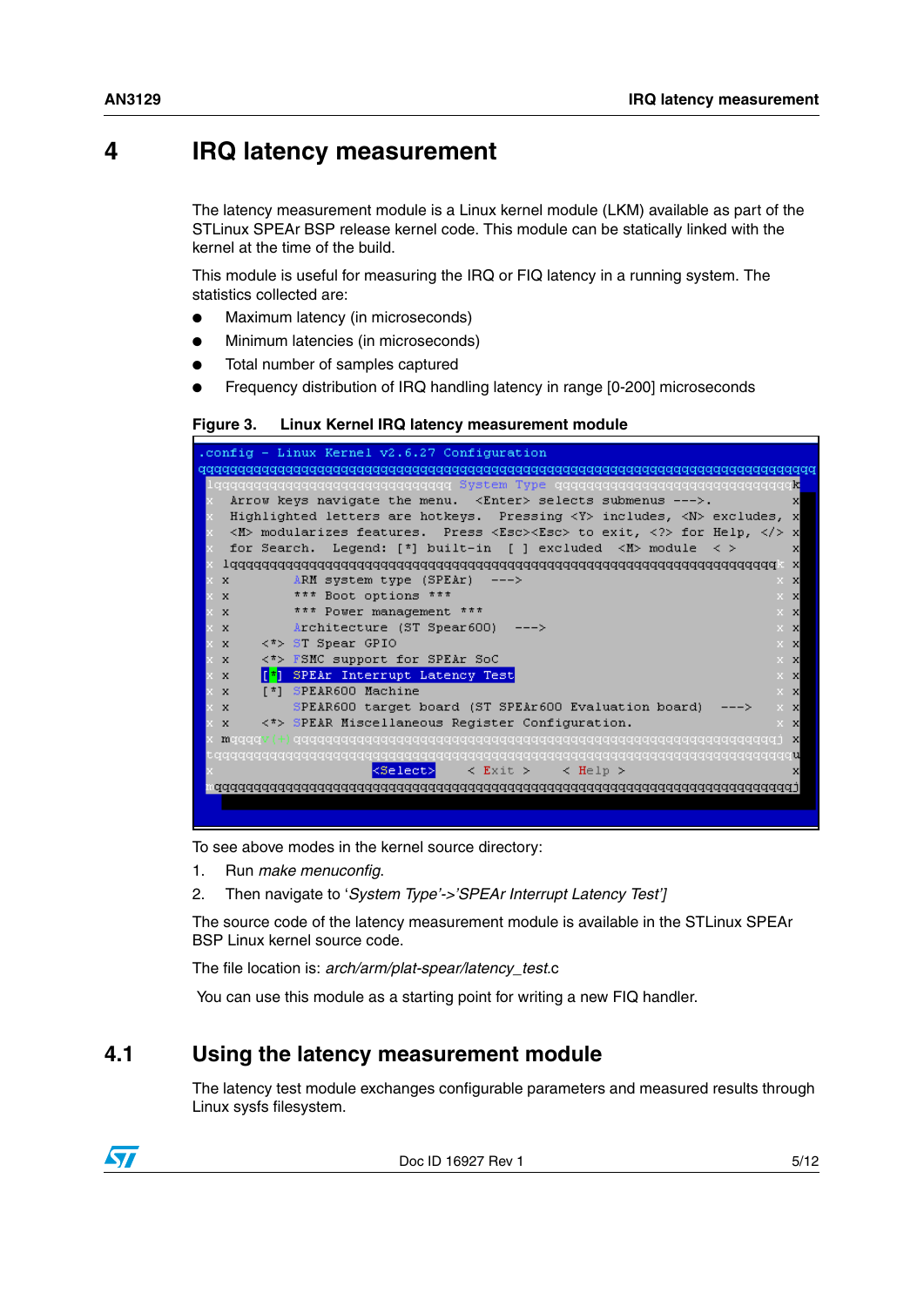# 4 IRQ latency measurement

The latency measurement module is a Linux kernel module (LKM) available as part of the STLinux SPEAr BSP release kernel code. This module can be statically linked with the kernel at the time of the build.

This module is useful for measuring the IRQ or FIQ latency in a running system. The statistics collected are:

- Maximum latency (in microseconds)
- Minimum latencies (in microseconds)
- Total number of samples captured
- Frequency distribution of IRQ handling latency in range [0-200] microseconds

**Figure 3. Linux Kernel IRQ latency measurement module**

```
.config - Linux Kernel v2.6.27 Configuration
                              System Type
  Arrow keys navigate the menu.  <Enter> selects submenus --->.
  Highlighted letters are hotkeys.  Pressing <Y> includes, <N> excludes,
  <M> modularizes features.  Press <Esc><Esc> to exit, <?> for Help, </>
  for Search.  Legend: [*] built-in  [ ] excluded  <M> module  < >

          ARM system type (SPEAr)  --->
          *** Boot options ***
          *** Power management ***
          Architecture (ST Spear600)  --->
      <*> ST Spear GPIO
      <*> FSMC support for SPEAr SoC
      [*] SPEAr Interrupt Latency Test
      [*] SPEAR600 Machine
          SPEAR600 target board (ST SPEAr600 Evaluation board)  --->
      <*> SPEAR Miscellaneous Register Configuration.

                   <Select>    < Exit >    < Help >
```

To see above modes in the kernel source directory:

1. Run *make menuconfig*.
2. Then navigate to '*System Type'->'SPEAr Interrupt Latency Test']*

The source code of the latency measurement module is available in the STLinux SPEAr BSP Linux kernel source code.

The file location is: *arch/arm/plat-spear/latency_test*.c

You can use this module as a starting point for writing a new FIQ handler.

## 4.1 Using the latency measurement module

The latency test module exchanges configurable parameters and measured results through Linux sysfs filesystem.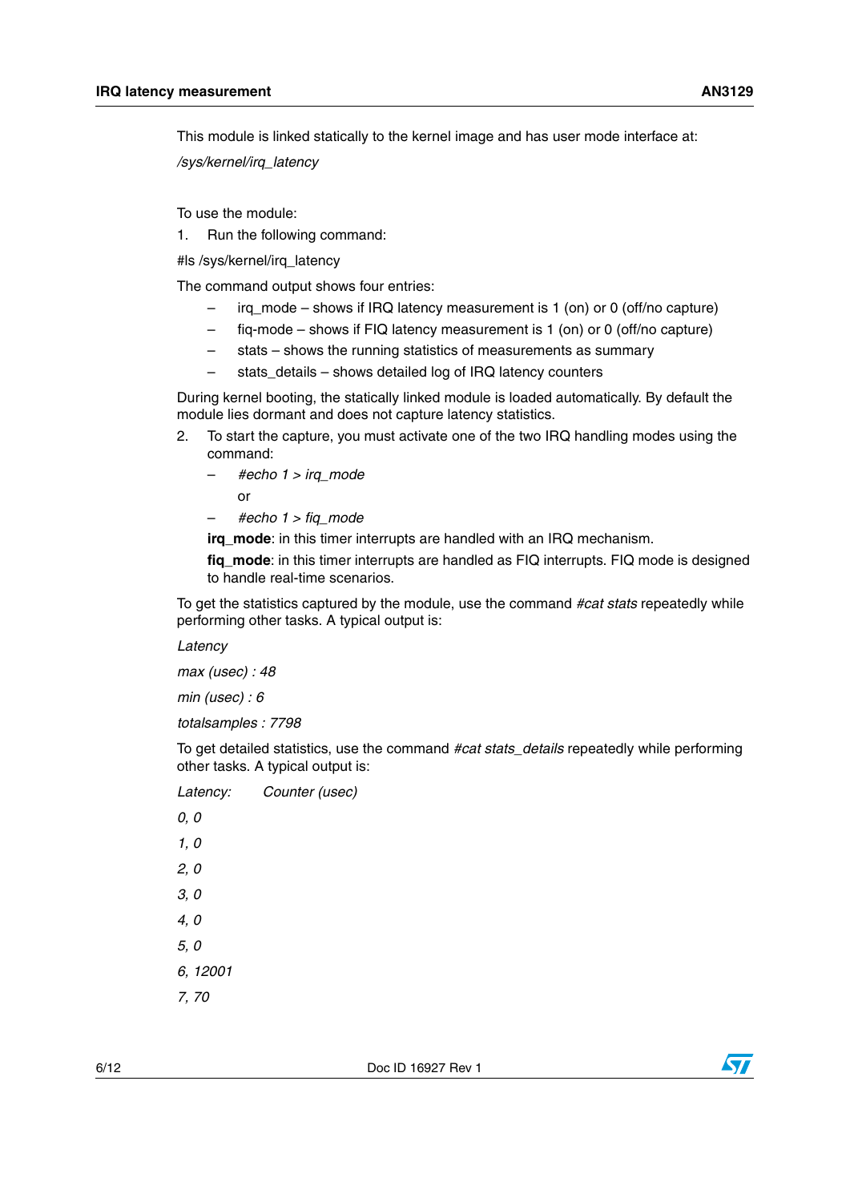This module is linked statically to the kernel image and has user mode interface at:

*/sys/kernel/irq_latency*

To use the module:

1. Run the following command:

#ls /sys/kernel/irq_latency

The command output shows four entries:

– irq_mode – shows if IRQ latency measurement is 1 (on) or 0 (off/no capture)

– fiq-mode – shows if FIQ latency measurement is 1 (on) or 0 (off/no capture)

– stats – shows the running statistics of measurements as summary

– stats_details – shows detailed log of IRQ latency counters

During kernel booting, the statically linked module is loaded automatically. By default the module lies dormant and does not capture latency statistics.

2. To start the capture, you must activate one of the two IRQ handling modes using the command:

   – *#echo 1 > irq_mode*

   or

   – *#echo 1 > fiq_mode*

   **irq_mode**: in this timer interrupts are handled with an IRQ mechanism.

   **fiq_mode**: in this timer interrupts are handled as FIQ interrupts. FIQ mode is designed to handle real-time scenarios.

To get the statistics captured by the module, use the command *#cat stats* repeatedly while performing other tasks. A typical output is:

*Latency*

*max (usec) : 48*

*min (usec) : 6*

*totalsamples : 7798*

To get detailed statistics, use the command *#cat stats_details* repeatedly while performing other tasks. A typical output is:

*Latency:    Counter (usec)*

*0, 0*

*1, 0*

*2, 0*

*3, 0*

*4, 0*

*5, 0*

*6, 12001*

*7, 70*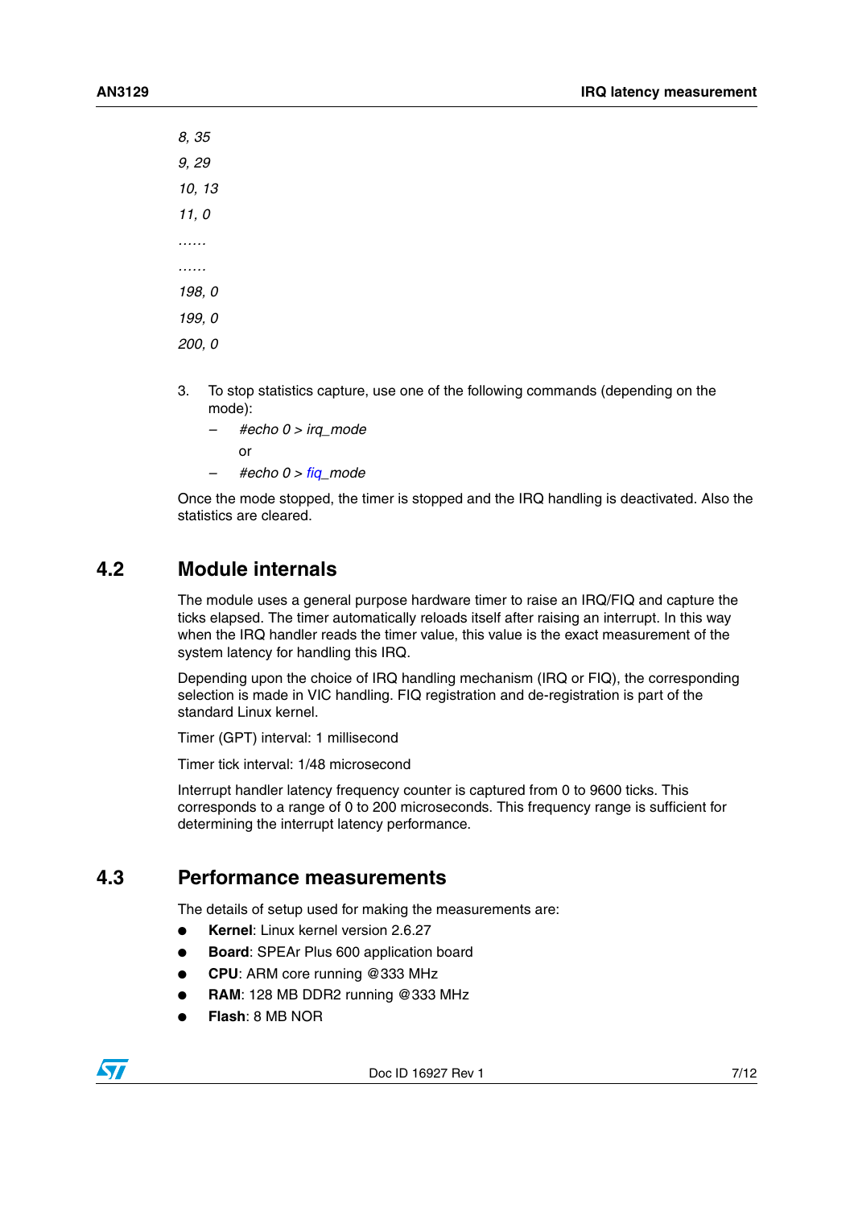*8, 35*

*9, 29*

*10, 13*

*11, 0*

*……*

*……*

*198, 0*

*199, 0*

*200, 0*

3. To stop statistics capture, use one of the following commands (depending on the mode):
   – *#echo 0 > irq_mode*

     or
   – *#echo 0 > fiq_mode*

Once the mode stopped, the timer is stopped and the IRQ handling is deactivated. Also the statistics are cleared.

## 4.2 Module internals

The module uses a general purpose hardware timer to raise an IRQ/FIQ and capture the ticks elapsed. The timer automatically reloads itself after raising an interrupt. In this way when the IRQ handler reads the timer value, this value is the exact measurement of the system latency for handling this IRQ.

Depending upon the choice of IRQ handling mechanism (IRQ or FIQ), the corresponding selection is made in VIC handling. FIQ registration and de-registration is part of the standard Linux kernel.

Timer (GPT) interval: 1 millisecond

Timer tick interval: 1/48 microsecond

Interrupt handler latency frequency counter is captured from 0 to 9600 ticks. This corresponds to a range of 0 to 200 microseconds. This frequency range is sufficient for determining the interrupt latency performance.

## 4.3 Performance measurements

The details of setup used for making the measurements are:

- **Kernel**: Linux kernel version 2.6.27
- **Board**: SPEAr Plus 600 application board
- **CPU**: ARM core running @333 MHz
- **RAM**: 128 MB DDR2 running @333 MHz
- **Flash**: 8 MB NOR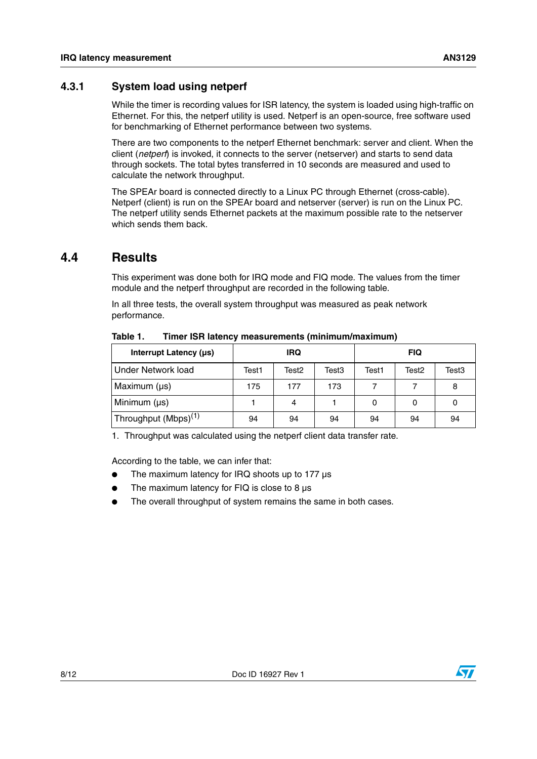### 4.3.1 System load using netperf

While the timer is recording values for ISR latency, the system is loaded using high-traffic on Ethernet. For this, the netperf utility is used. Netperf is an open-source, free software used for benchmarking of Ethernet performance between two systems.

There are two components to the netperf Ethernet benchmark: server and client. When the client (*netperf*) is invoked, it connects to the server (netserver) and starts to send data through sockets. The total bytes transferred in 10 seconds are measured and used to calculate the network throughput.

The SPEAr board is connected directly to a Linux PC through Ethernet (cross-cable). Netperf (client) is run on the SPEAr board and netserver (server) is run on the Linux PC. The netperf utility sends Ethernet packets at the maximum possible rate to the netserver which sends them back.

## 4.4 Results

This experiment was done both for IRQ mode and FIQ mode. The values from the timer module and the netperf throughput are recorded in the following table.

In all three tests, the overall system throughput was measured as peak network performance.

**Table 1. Timer ISR latency measurements (minimum/maximum)**

| Interrupt Latency (µs) | IRQ | | | FIQ | | |
|---|---|---|---|---|---|---|
| Under Network load | Test1 | Test2 | Test3 | Test1 | Test2 | Test3 |
| Maximum (µs) | 175 | 177 | 173 | 7 | 7 | 8 |
| Minimum (µs) | 1 | 4 | 1 | 0 | 0 | 0 |
| Throughput (Mbps)[1] | 94 | 94 | 94 | 94 | 94 | 94 |

1. Throughput was calculated using the netperf client data transfer rate.

According to the table, we can infer that:

- The maximum latency for IRQ shoots up to 177 µs
- The maximum latency for FIQ is close to 8 µs
- The overall throughput of system remains the same in both cases.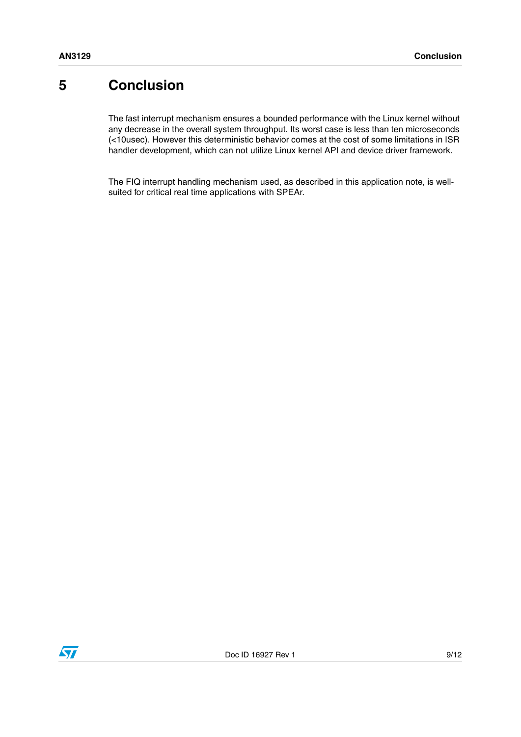# 5 Conclusion

The fast interrupt mechanism ensures a bounded performance with the Linux kernel without any decrease in the overall system throughput. Its worst case is less than ten microseconds (<10usec). However this deterministic behavior comes at the cost of some limitations in ISR handler development, which can not utilize Linux kernel API and device driver framework.

The FIQ interrupt handling mechanism used, as described in this application note, is well-suited for critical real time applications with SPEAr.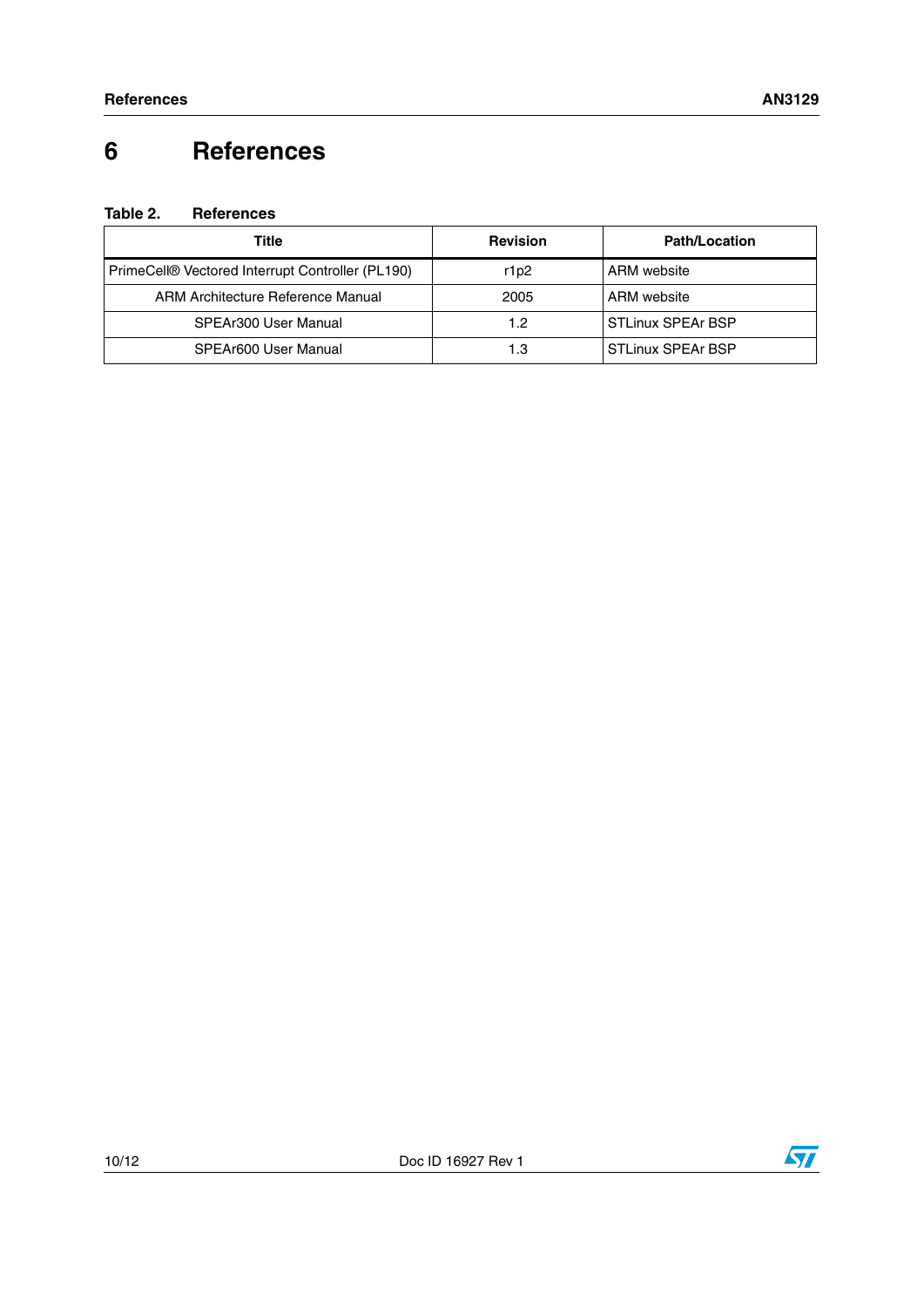# 6 References

**Table 2. References**

| Title | Revision | Path/Location |
|---|---|---|
| PrimeCell® Vectored Interrupt Controller (PL190) | r1p2 | ARM website |
| ARM Architecture Reference Manual | 2005 | ARM website |
| SPEAr300 User Manual | 1.2 | STLinux SPEAr BSP |
| SPEAr600 User Manual | 1.3 | STLinux SPEAr BSP |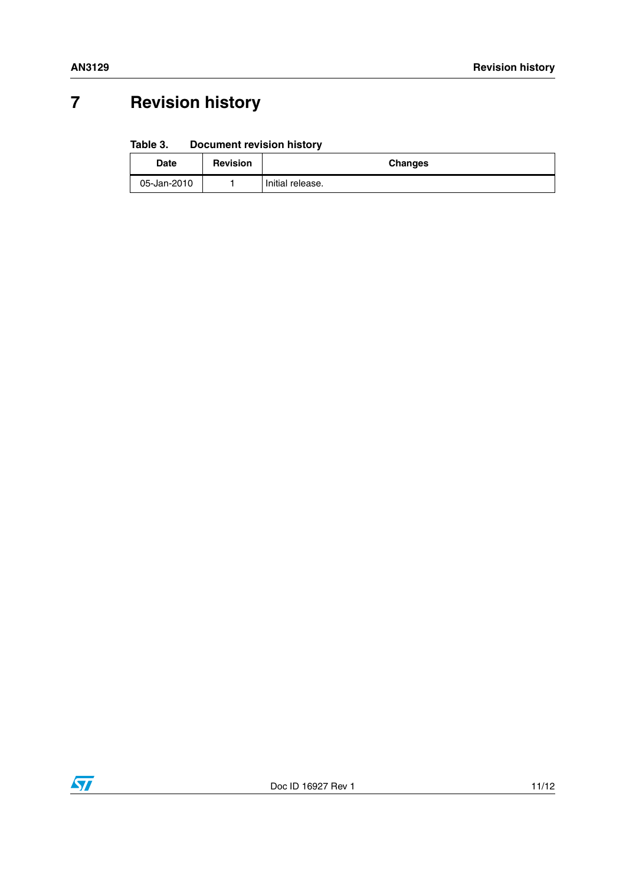# 7 Revision history

Table 3. Document revision history

| Date | Revision | Changes |
|---|---|---|
| 05-Jan-2010 | 1 | Initial release. |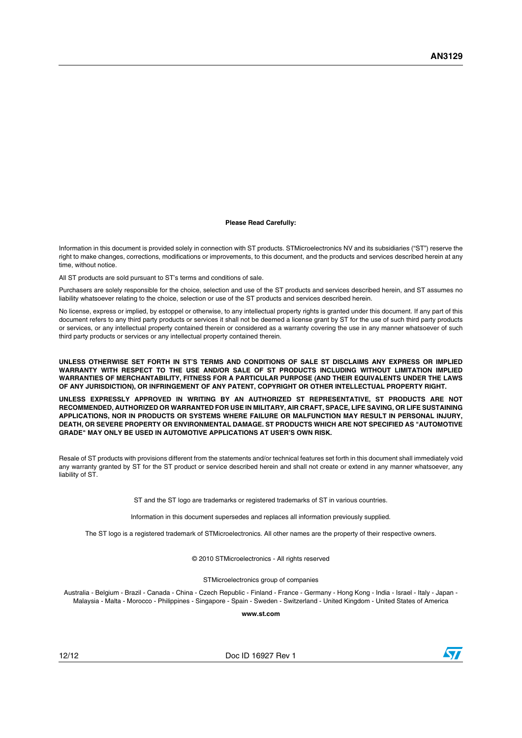**Please Read Carefully:**

Information in this document is provided solely in connection with ST products. STMicroelectronics NV and its subsidiaries (“ST”) reserve the right to make changes, corrections, modifications or improvements, to this document, and the products and services described herein at any time, without notice.

All ST products are sold pursuant to ST’s terms and conditions of sale.

Purchasers are solely responsible for the choice, selection and use of the ST products and services described herein, and ST assumes no liability whatsoever relating to the choice, selection or use of the ST products and services described herein.

No license, express or implied, by estoppel or otherwise, to any intellectual property rights is granted under this document. If any part of this document refers to any third party products or services it shall not be deemed a license grant by ST for the use of such third party products or services, or any intellectual property contained therein or considered as a warranty covering the use in any manner whatsoever of such third party products or services or any intellectual property contained therein.

**UNLESS OTHERWISE SET FORTH IN ST’S TERMS AND CONDITIONS OF SALE ST DISCLAIMS ANY EXPRESS OR IMPLIED WARRANTY WITH RESPECT TO THE USE AND/OR SALE OF ST PRODUCTS INCLUDING WITHOUT LIMITATION IMPLIED WARRANTIES OF MERCHANTABILITY, FITNESS FOR A PARTICULAR PURPOSE (AND THEIR EQUIVALENTS UNDER THE LAWS OF ANY JURISDICTION), OR INFRINGEMENT OF ANY PATENT, COPYRIGHT OR OTHER INTELLECTUAL PROPERTY RIGHT.**

**UNLESS EXPRESSLY APPROVED IN WRITING BY AN AUTHORIZED ST REPRESENTATIVE, ST PRODUCTS ARE NOT RECOMMENDED, AUTHORIZED OR WARRANTED FOR USE IN MILITARY, AIR CRAFT, SPACE, LIFE SAVING, OR LIFE SUSTAINING APPLICATIONS, NOR IN PRODUCTS OR SYSTEMS WHERE FAILURE OR MALFUNCTION MAY RESULT IN PERSONAL INJURY, DEATH, OR SEVERE PROPERTY OR ENVIRONMENTAL DAMAGE. ST PRODUCTS WHICH ARE NOT SPECIFIED AS "AUTOMOTIVE GRADE" MAY ONLY BE USED IN AUTOMOTIVE APPLICATIONS AT USER’S OWN RISK.**

Resale of ST products with provisions different from the statements and/or technical features set forth in this document shall immediately void any warranty granted by ST for the ST product or service described herein and shall not create or extend in any manner whatsoever, any liability of ST.

ST and the ST logo are trademarks or registered trademarks of ST in various countries.

Information in this document supersedes and replaces all information previously supplied.

The ST logo is a registered trademark of STMicroelectronics. All other names are the property of their respective owners.

© 2010 STMicroelectronics - All rights reserved

STMicroelectronics group of companies

Australia - Belgium - Brazil - Canada - China - Czech Republic - Finland - France - Germany - Hong Kong - India - Israel - Italy - Japan - Malaysia - Malta - Morocco - Philippines - Singapore - Spain - Sweden - Switzerland - United Kingdom - United States of America

**www.st.com**